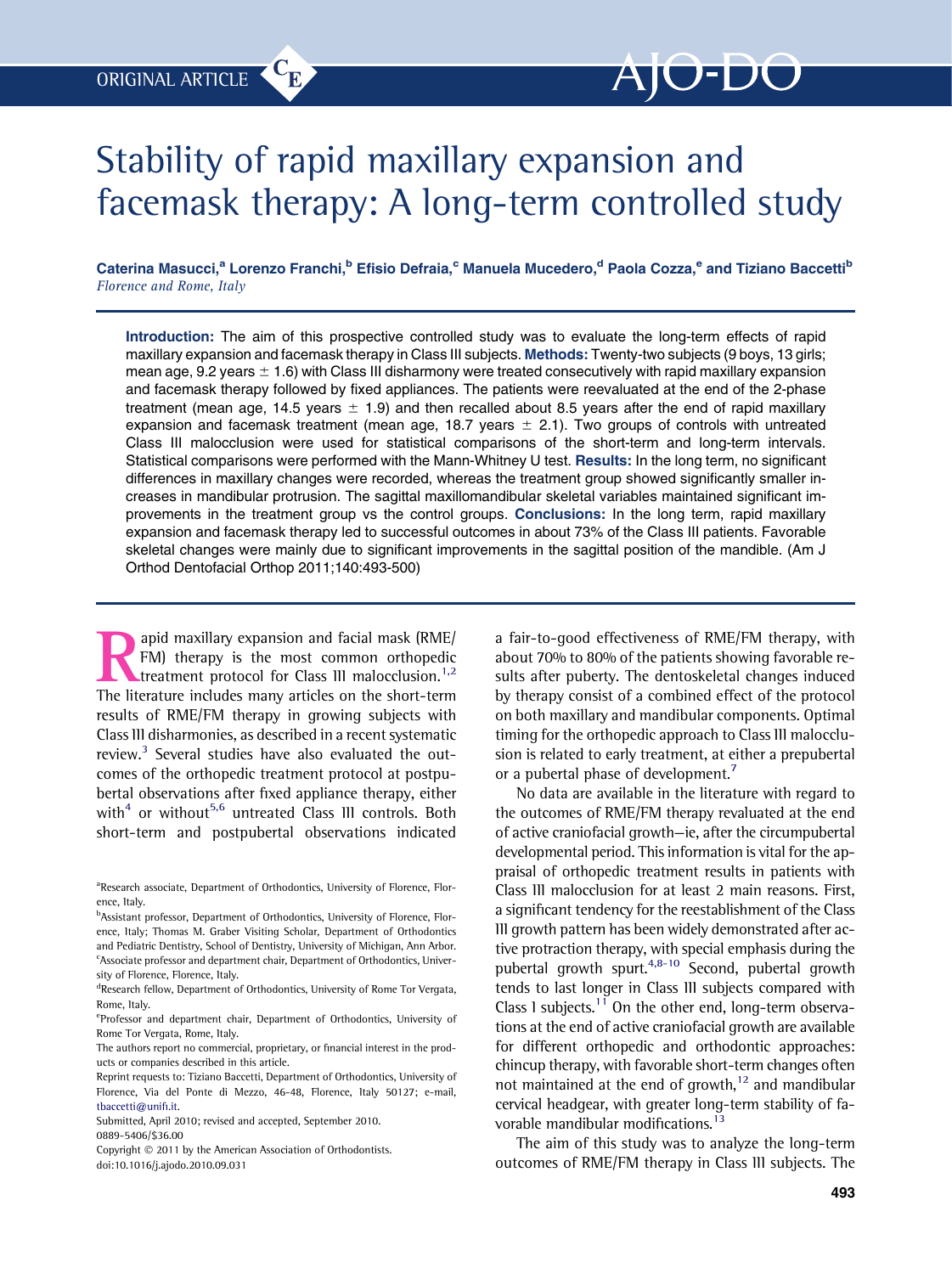ORIGINAL ARTICLE

# Stability of rapid maxillary expansion and facemask therapy: A long-term controlled study

**Caterina Masucci,[a] Lorenzo Franchi,[b] Efisio Defraia,[c] Manuela Mucedero,[d] Paola Cozza,[e] and Tiziano Baccetti[b]**
*Florence and Rome, Italy*

**Introduction:** The aim of this prospective controlled study was to evaluate the long-term effects of rapid maxillary expansion and facemask therapy in Class III subjects. **Methods:** Twenty-two subjects (9 boys, 13 girls; mean age, 9.2 years ± 1.6) with Class III disharmony were treated consecutively with rapid maxillary expansion and facemask therapy followed by fixed appliances. The patients were reevaluated at the end of the 2-phase treatment (mean age, 14.5 years ± 1.9) and then recalled about 8.5 years after the end of rapid maxillary expansion and facemask treatment (mean age, 18.7 years ± 2.1). Two groups of controls with untreated Class III malocclusion were used for statistical comparisons of the short-term and long-term intervals. Statistical comparisons were performed with the Mann-Whitney U test. **Results:** In the long term, no significant differences in maxillary changes were recorded, whereas the treatment group showed significantly smaller increases in mandibular protrusion. The sagittal maxillomandibular skeletal variables maintained significant improvements in the treatment group vs the control groups. **Conclusions:** In the long term, rapid maxillary expansion and facemask therapy led to successful outcomes in about 73% of the Class III patients. Favorable skeletal changes were mainly due to significant improvements in the sagittal position of the mandible. (Am J Orthod Dentofacial Orthop 2011;140:493-500)

Rapid maxillary expansion and facial mask (RME/FM) therapy is the most common orthopedic treatment protocol for Class III malocclusion.[1,2] The literature includes many articles on the short-term results of RME/FM therapy in growing subjects with Class III disharmonies, as described in a recent systematic review.[3] Several studies have also evaluated the outcomes of the orthopedic treatment protocol at postpubertal observations after fixed appliance therapy, either with[4] or without[5,6] untreated Class III controls. Both short-term and postpubertal observations indicated a fair-to-good effectiveness of RME/FM therapy, with about 70% to 80% of the patients showing favorable results after puberty. The dentoskeletal changes induced by therapy consist of a combined effect of the protocol on both maxillary and mandibular components. Optimal timing for the orthopedic approach to Class III malocclusion is related to early treatment, at either a prepubertal or a pubertal phase of development.[7]

No data are available in the literature with regard to the outcomes of RME/FM therapy revaluated at the end of active craniofacial growth—ie, after the circumpubertal developmental period. This information is vital for the appraisal of orthopedic treatment results in patients with Class III malocclusion for at least 2 main reasons. First, a significant tendency for the reestablishment of the Class III growth pattern has been widely demonstrated after active protraction therapy, with special emphasis during the pubertal growth spurt.[4,8-10] Second, pubertal growth tends to last longer in Class III subjects compared with Class I subjects.[11] On the other end, long-term observations at the end of active craniofacial growth are available for different orthopedic and orthodontic approaches: chincup therapy, with favorable short-term changes often not maintained at the end of growth,[12] and mandibular cervical headgear, with greater long-term stability of favorable mandibular modifications.[13]

The aim of this study was to analyze the long-term outcomes of RME/FM therapy in Class III subjects. The

[a]Research associate, Department of Orthodontics, University of Florence, Florence, Italy.
[b]Assistant professor, Department of Orthodontics, University of Florence, Florence, Italy; Thomas M. Graber Visiting Scholar, Department of Orthodontics and Pediatric Dentistry, School of Dentistry, University of Michigan, Ann Arbor.
[c]Associate professor and department chair, Department of Orthodontics, University of Florence, Florence, Italy.
[d]Research fellow, Department of Orthodontics, University of Rome Tor Vergata, Rome, Italy.
[e]Professor and department chair, Department of Orthodontics, University of Rome Tor Vergata, Rome, Italy.
The authors report no commercial, proprietary, or financial interest in the products or companies described in this article.
Reprint requests to: Tiziano Baccetti, Department of Orthodontics, University of Florence, Via del Ponte di Mezzo, 46-48, Florence, Italy 50127; e-mail, tbaccetti@unifi.it.
Submitted, April 2010; revised and accepted, September 2010.
0889-5406/$36.00
Copyright © 2011 by the American Association of Orthodontists.
doi:10.1016/j.ajodo.2010.09.031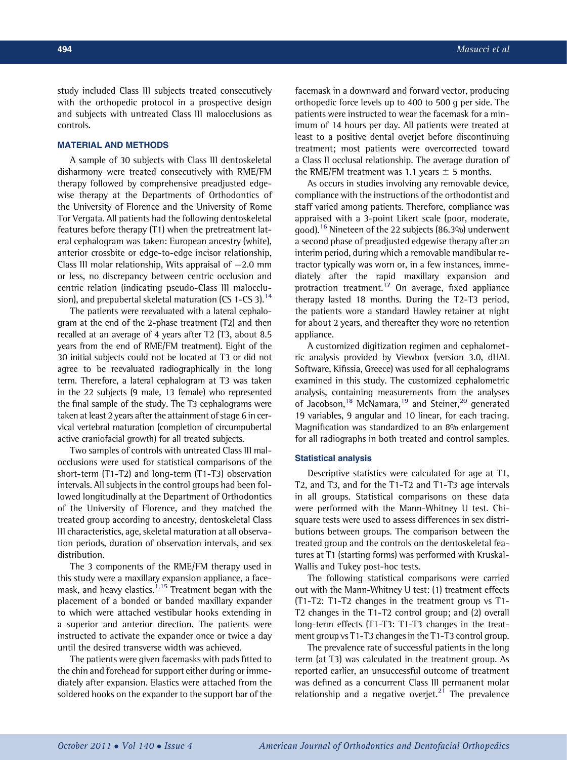study included Class III subjects treated consecutively with the orthopedic protocol in a prospective design and subjects with untreated Class III malocclusions as controls.

## MATERIAL AND METHODS

A sample of 30 subjects with Class III dentoskeletal disharmony were treated consecutively with RME/FM therapy followed by comprehensive preadjusted edgewise therapy at the Departments of Orthodontics of the University of Florence and the University of Rome Tor Vergata. All patients had the following dentoskeletal features before therapy (T1) when the pretreatment lateral cephalogram was taken: European ancestry (white), anterior crossbite or edge-to-edge incisor relationship, Class III molar relationship, Wits appraisal of −2.0 mm or less, no discrepancy between centric occlusion and centric relation (indicating pseudo-Class III malocclusion), and prepubertal skeletal maturation (CS 1-CS 3).[14]

The patients were reevaluated with a lateral cephalogram at the end of the 2-phase treatment (T2) and then recalled at an average of 4 years after T2 (T3, about 8.5 years from the end of RME/FM treatment). Eight of the 30 initial subjects could not be located at T3 or did not agree to be reevaluated radiographically in the long term. Therefore, a lateral cephalogram at T3 was taken in the 22 subjects (9 male, 13 female) who represented the final sample of the study. The T3 cephalograms were taken at least 2 years after the attainment of stage 6 in cervical vertebral maturation (completion of circumpubertal active craniofacial growth) for all treated subjects.

Two samples of controls with untreated Class III malocclusions were used for statistical comparisons of the short-term (T1-T2) and long-term (T1-T3) observation intervals. All subjects in the control groups had been followed longitudinally at the Department of Orthodontics of the University of Florence, and they matched the treated group according to ancestry, dentoskeletal Class III characteristics, age, skeletal maturation at all observation periods, duration of observation intervals, and sex distribution.

The 3 components of the RME/FM therapy used in this study were a maxillary expansion appliance, a facemask, and heavy elastics.[1,15] Treatment began with the placement of a bonded or banded maxillary expander to which were attached vestibular hooks extending in a superior and anterior direction. The patients were instructed to activate the expander once or twice a day until the desired transverse width was achieved.

The patients were given facemasks with pads fitted to the chin and forehead for support either during or immediately after expansion. Elastics were attached from the soldered hooks on the expander to the support bar of the facemask in a downward and forward vector, producing orthopedic force levels up to 400 to 500 g per side. The patients were instructed to wear the facemask for a minimum of 14 hours per day. All patients were treated at least to a positive dental overjet before discontinuing treatment; most patients were overcorrected toward a Class II occlusal relationship. The average duration of the RME/FM treatment was 1.1 years ± 5 months.

As occurs in studies involving any removable device, compliance with the instructions of the orthodontist and staff varied among patients. Therefore, compliance was appraised with a 3-point Likert scale (poor, moderate, good).[16] Nineteen of the 22 subjects (86.3%) underwent a second phase of preadjusted edgewise therapy after an interim period, during which a removable mandibular retractor typically was worn or, in a few instances, immediately after the rapid maxillary expansion and protraction treatment.[17] On average, fixed appliance therapy lasted 18 months. During the T2-T3 period, the patients wore a standard Hawley retainer at night for about 2 years, and thereafter they wore no retention appliance.

A customized digitization regimen and cephalometric analysis provided by Viewbox (version 3.0, dHAL Software, Kifissia, Greece) was used for all cephalograms examined in this study. The customized cephalometric analysis, containing measurements from the analyses of Jacobson,[18] McNamara,[19] and Steiner,[20] generated 19 variables, 9 angular and 10 linear, for each tracing. Magnification was standardized to an 8% enlargement for all radiographs in both treated and control samples.

### Statistical analysis

Descriptive statistics were calculated for age at T1, T2, and T3, and for the T1-T2 and T1-T3 age intervals in all groups. Statistical comparisons on these data were performed with the Mann-Whitney U test. Chi-square tests were used to assess differences in sex distributions between groups. The comparison between the treated group and the controls on the dentoskeletal features at T1 (starting forms) was performed with Kruskal-Wallis and Tukey post-hoc tests.

The following statistical comparisons were carried out with the Mann-Whitney U test: (1) treatment effects (T1-T2: T1-T2 changes in the treatment group vs T1-T2 changes in the T1-T2 control group; and (2) overall long-term effects (T1-T3: T1-T3 changes in the treatment group vs T1-T3 changes in the T1-T3 control group.

The prevalence rate of successful patients in the long term (at T3) was calculated in the treatment group. As reported earlier, an unsuccessful outcome of treatment was defined as a concurrent Class III permanent molar relationship and a negative overjet.[21] The prevalence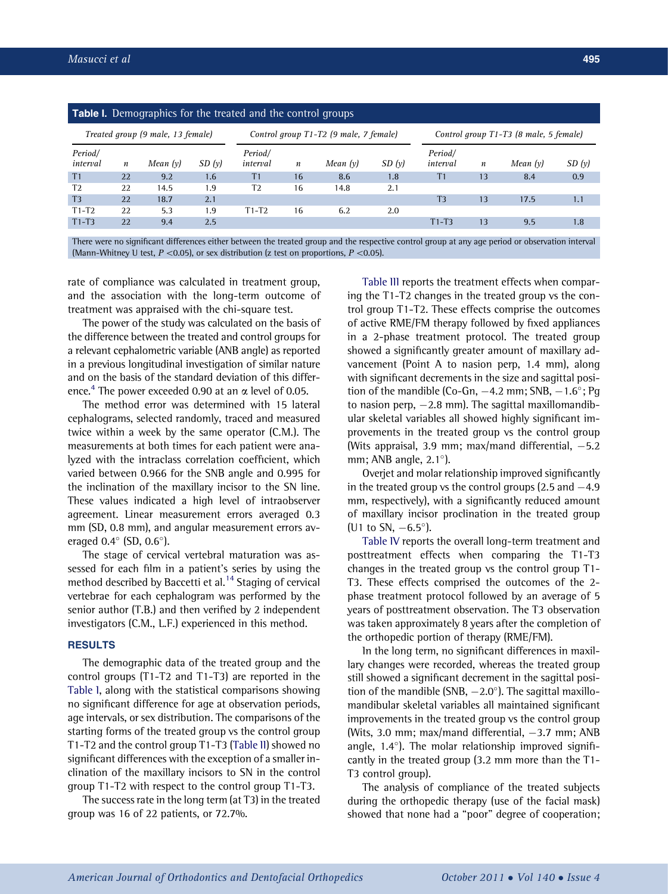**Table I.** Demographics for the treated and the control groups

| Treated group (9 male, 13 female) | | | | Control group T1-T2 (9 male, 7 female) | | | | Control group T1-T3 (8 male, 5 female) | | | |
|---|---|---|---|---|---|---|---|---|---|---|---|
| *Period/ interval* | *n* | *Mean (y)* | *SD (y)* | *Period/ interval* | *n* | *Mean (y)* | *SD (y)* | *Period/ interval* | *n* | *Mean (y)* | *SD (y)* |
| T1 | 22 | 9.2 | 1.6 | T1 | 16 | 8.6 | 1.8 | T1 | 13 | 8.4 | 0.9 |
| T2 | 22 | 14.5 | 1.9 | T2 | 16 | 14.8 | 2.1 | | | | |
| T3 | 22 | 18.7 | 2.1 | | | | | T3 | 13 | 17.5 | 1.1 |
| T1-T2 | 22 | 5.3 | 1.9 | T1-T2 | 16 | 6.2 | 2.0 | | | | |
| T1-T3 | 22 | 9.4 | 2.5 | | | | | T1-T3 | 13 | 9.5 | 1.8 |

There were no significant differences either between the treated group and the respective control group at any age period or observation interval (Mann-Whitney U test, $P < 0.05$), or sex distribution (z test on proportions, $P < 0.05$).

rate of compliance was calculated in treatment group, and the association with the long-term outcome of treatment was appraised with the chi-square test.

The power of the study was calculated on the basis of the difference between the treated and control groups for a relevant cephalometric variable (ANB angle) as reported in a previous longitudinal investigation of similar nature and on the basis of the standard deviation of this difference.[4] The power exceeded 0.90 at an $\alpha$ level of 0.05.

The method error was determined with 15 lateral cephalograms, selected randomly, traced and measured twice within a week by the same operator (C.M.). The measurements at both times for each patient were analyzed with the intraclass correlation coefficient, which varied between 0.966 for the SNB angle and 0.995 for the inclination of the maxillary incisor to the SN line. These values indicated a high level of intraobserver agreement. Linear measurement errors averaged 0.3 mm (SD, 0.8 mm), and angular measurement errors averaged 0.4° (SD, 0.6°).

The stage of cervical vertebral maturation was assessed for each film in a patient's series by using the method described by Baccetti et al.[14] Staging of cervical vertebrae for each cephalogram was performed by the senior author (T.B.) and then verified by 2 independent investigators (C.M., L.F.) experienced in this method.

## RESULTS

The demographic data of the treated group and the control groups (T1-T2 and T1-T3) are reported in the Table I, along with the statistical comparisons showing no significant difference for age at observation periods, age intervals, or sex distribution. The comparisons of the starting forms of the treated group vs the control group T1-T2 and the control group T1-T3 (Table II) showed no significant differences with the exception of a smaller inclination of the maxillary incisors to SN in the control group T1-T2 with respect to the control group T1-T3.

The success rate in the long term (at T3) in the treated group was 16 of 22 patients, or 72.7%.

Table III reports the treatment effects when comparing the T1-T2 changes in the treated group vs the control group T1-T2. These effects comprise the outcomes of active RME/FM therapy followed by fixed appliances in a 2-phase treatment protocol. The treated group showed a significantly greater amount of maxillary advancement (Point A to nasion perp, 1.4 mm), along with significant decrements in the size and sagittal position of the mandible (Co-Gn, −4.2 mm; SNB, −1.6°; Pg to nasion perp, −2.8 mm). The sagittal maxillomandibular skeletal variables all showed highly significant improvements in the treated group vs the control group (Wits appraisal, 3.9 mm; max/mand differential, −5.2 mm; ANB angle, 2.1°).

Overjet and molar relationship improved significantly in the treated group vs the control groups (2.5 and −4.9 mm, respectively), with a significantly reduced amount of maxillary incisor proclination in the treated group (U1 to SN, −6.5°).

Table IV reports the overall long-term treatment and posttreatment effects when comparing the T1-T3 changes in the treated group vs the control group T1-T3. These effects comprised the outcomes of the 2-phase treatment protocol followed by an average of 5 years of posttreatment observation. The T3 observation was taken approximately 8 years after the completion of the orthopedic portion of therapy (RME/FM).

In the long term, no significant differences in maxillary changes were recorded, whereas the treated group still showed a significant decrement in the sagittal position of the mandible (SNB, −2.0°). The sagittal maxillomandibular skeletal variables all maintained significant improvements in the treated group vs the control group (Wits, 3.0 mm; max/mand differential, −3.7 mm; ANB angle, 1.4°). The molar relationship improved significantly in the treated group (3.2 mm more than the T1-T3 control group).

The analysis of compliance of the treated subjects during the orthopedic therapy (use of the facial mask) showed that none had a "poor" degree of cooperation;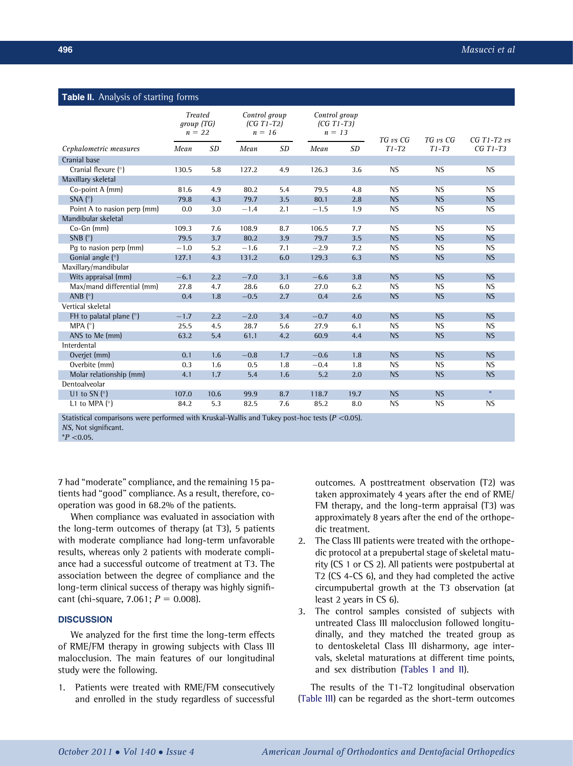**Table II.** Analysis of starting forms

| Cephalometric measures | Treated group (TG) n = 22 | | Control group (CG T1-T2) n = 16 | | Control group (CG T1-T3) n = 13 | | TG vs CG T1-T2 | TG vs CG T1-T3 | CG T1-T2 vs CG T1-T3 |
|---|---|---|---|---|---|---|---|---|---|
| | Mean | SD | Mean | SD | Mean | SD | | | |
| Cranial base | | | | | | | | | |
| Cranial flexure (°) | 130.5 | 5.8 | 127.2 | 4.9 | 126.3 | 3.6 | NS | NS | NS |
| Maxillary skeletal | | | | | | | | | |
| Co-point A (mm) | 81.6 | 4.9 | 80.2 | 5.4 | 79.5 | 4.8 | NS | NS | NS |
| SNA (°) | 79.8 | 4.3 | 79.7 | 3.5 | 80.1 | 2.8 | NS | NS | NS |
| Point A to nasion perp (mm) | 0.0 | 3.0 | −1.4 | 2.1 | −1.5 | 1.9 | NS | NS | NS |
| Mandibular skeletal | | | | | | | | | |
| Co-Gn (mm) | 109.3 | 7.6 | 108.9 | 8.7 | 106.5 | 7.7 | NS | NS | NS |
| SNB (°) | 79.5 | 3.7 | 80.2 | 3.9 | 79.7 | 3.5 | NS | NS | NS |
| Pg to nasion perp (mm) | −1.0 | 5.2 | −1.6 | 7.1 | −2.9 | 7.2 | NS | NS | NS |
| Gonial angle (°) | 127.1 | 4.3 | 131.2 | 6.0 | 129.3 | 6.3 | NS | NS | NS |
| Maxillary/mandibular | | | | | | | | | |
| Wits appraisal (mm) | −6.1 | 2.2 | −7.0 | 3.1 | −6.6 | 3.8 | NS | NS | NS |
| Max/mand differential (mm) | 27.8 | 4.7 | 28.6 | 6.0 | 27.0 | 6.2 | NS | NS | NS |
| ANB (°) | 0.4 | 1.8 | −0.5 | 2.7 | 0.4 | 2.6 | NS | NS | NS |
| Vertical skeletal | | | | | | | | | |
| FH to palatal plane (°) | −1.7 | 2.2 | −2.0 | 3.4 | −0.7 | 4.0 | NS | NS | NS |
| MPA (°) | 25.5 | 4.5 | 28.7 | 5.6 | 27.9 | 6.1 | NS | NS | NS |
| ANS to Me (mm) | 63.2 | 5.4 | 61.1 | 4.2 | 60.9 | 4.4 | NS | NS | NS |
| Interdental | | | | | | | | | |
| Overjet (mm) | 0.1 | 1.6 | −0.8 | 1.7 | −0.6 | 1.8 | NS | NS | NS |
| Overbite (mm) | 0.3 | 1.6 | 0.5 | 1.8 | −0.4 | 1.8 | NS | NS | NS |
| Molar relationship (mm) | 4.1 | 1.7 | 5.4 | 1.6 | 5.2 | 2.0 | NS | NS | NS |
| Dentoalveolar | | | | | | | | | |
| U1 to SN (°) | 107.0 | 10.6 | 99.9 | 8.7 | 118.7 | 19.7 | NS | NS | * |
| L1 to MPA (°) | 84.2 | 5.3 | 82.5 | 7.6 | 85.2 | 8.0 | NS | NS | NS |

Statistical comparisons were performed with Kruskal-Wallis and Tukey post-hoc tests ($P$ <0.05).
*NS*, Not significant.
*$P$ <0.05.

7 had "moderate" compliance, and the remaining 15 patients had "good" compliance. As a result, therefore, cooperation was good in 68.2% of the patients.

When compliance was evaluated in association with the long-term outcomes of therapy (at T3), 5 patients with moderate compliance had long-term unfavorable results, whereas only 2 patients with moderate compliance had a successful outcome of treatment at T3. The association between the degree of compliance and the long-term clinical success of therapy was highly significant (chi-square, 7.061; $P$ = 0.008).

## DISCUSSION

We analyzed for the first time the long-term effects of RME/FM therapy in growing subjects with Class III malocclusion. The main features of our longitudinal study were the following.

1. Patients were treated with RME/FM consecutively and enrolled in the study regardless of successful outcomes. A posttreatment observation (T2) was taken approximately 4 years after the end of RME/FM therapy, and the long-term appraisal (T3) was approximately 8 years after the end of the orthopedic treatment.
2. The Class III patients were treated with the orthopedic protocol at a prepubertal stage of skeletal maturity (CS 1 or CS 2). All patients were postpubertal at T2 (CS 4-CS 6), and they had completed the active circumpubertal growth at the T3 observation (at least 2 years in CS 6).
3. The control samples consisted of subjects with untreated Class III malocclusion followed longitudinally, and they matched the treated group as to dentoskeletal Class III disharmony, age intervals, skeletal maturations at different time points, and sex distribution (Tables I and II).

The results of the T1-T2 longitudinal observation (Table III) can be regarded as the short-term outcomes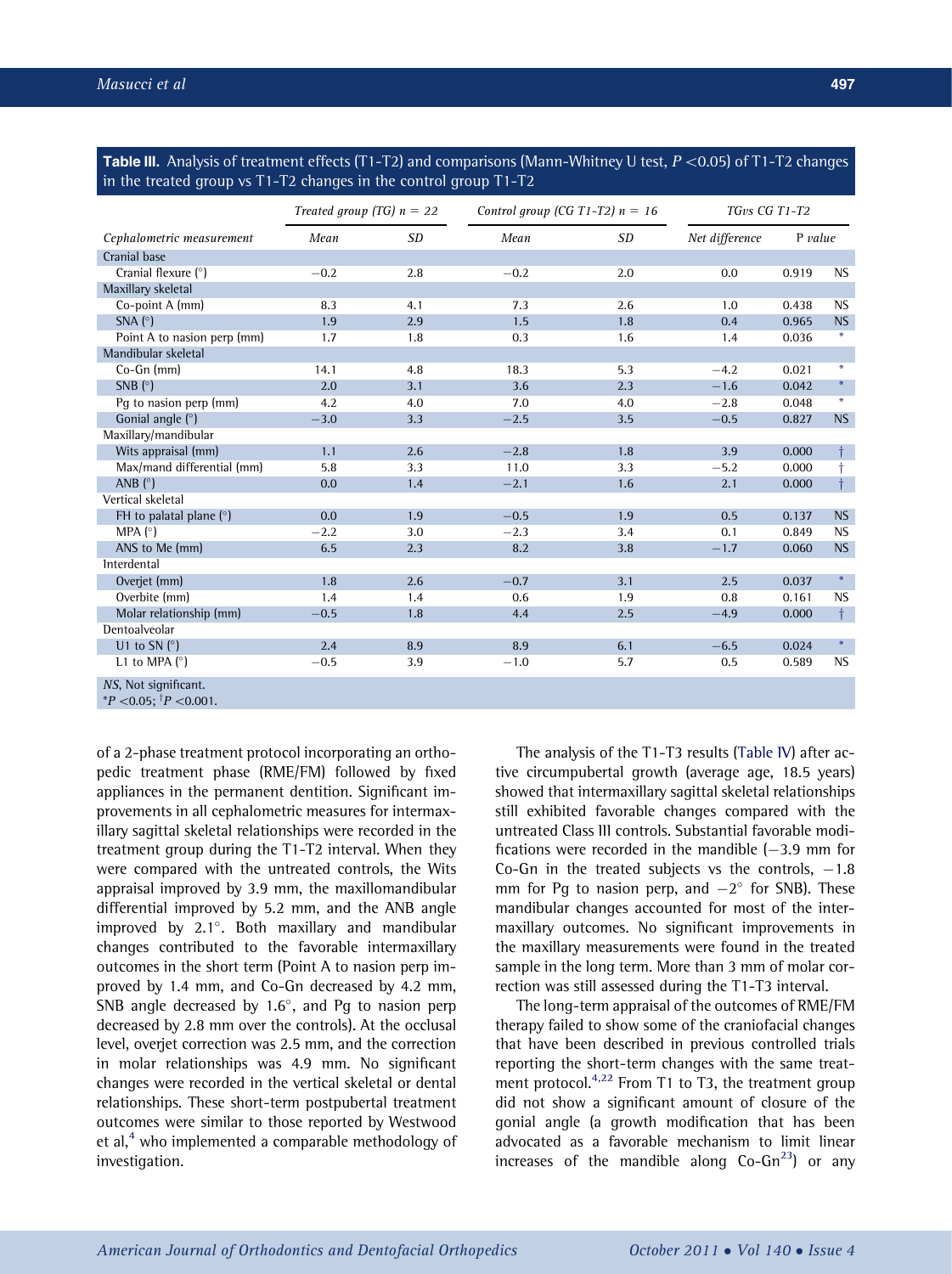**Table III.** Analysis of treatment effects (T1-T2) and comparisons (Mann-Whitney U test, $P < 0.05$) of T1-T2 changes in the treated group vs T1-T2 changes in the control group T1-T2

| Cephalometric measurement | Treated group (TG) n = 22 | | Control group (CG T1-T2) n = 16 | | TGvs CG T1-T2 | | |
|---|---|---|---|---|---|---|---|
| | Mean | SD | Mean | SD | Net difference | P value | |
| Cranial base | | | | | | | |
| Cranial flexure (°) | −0.2 | 2.8 | −0.2 | 2.0 | 0.0 | 0.919 | NS |
| Maxillary skeletal | | | | | | | |
| Co-point A (mm) | 8.3 | 4.1 | 7.3 | 2.6 | 1.0 | 0.438 | NS |
| SNA (°) | 1.9 | 2.9 | 1.5 | 1.8 | 0.4 | 0.965 | NS |
| Point A to nasion perp (mm) | 1.7 | 1.8 | 0.3 | 1.6 | 1.4 | 0.036 | * |
| Mandibular skeletal | | | | | | | |
| Co-Gn (mm) | 14.1 | 4.8 | 18.3 | 5.3 | −4.2 | 0.021 | * |
| SNB (°) | 2.0 | 3.1 | 3.6 | 2.3 | −1.6 | 0.042 | * |
| Pg to nasion perp (mm) | 4.2 | 4.0 | 7.0 | 4.0 | −2.8 | 0.048 | * |
| Gonial angle (°) | −3.0 | 3.3 | −2.5 | 3.5 | −0.5 | 0.827 | NS |
| Maxillary/mandibular | | | | | | | |
| Wits appraisal (mm) | 1.1 | 2.6 | −2.8 | 1.8 | 3.9 | 0.000 | † |
| Max/mand differential (mm) | 5.8 | 3.3 | 11.0 | 3.3 | −5.2 | 0.000 | † |
| ANB (°) | 0.0 | 1.4 | −2.1 | 1.6 | 2.1 | 0.000 | † |
| Vertical skeletal | | | | | | | |
| FH to palatal plane (°) | 0.0 | 1.9 | −0.5 | 1.9 | 0.5 | 0.137 | NS |
| MPA (°) | −2.2 | 3.0 | −2.3 | 3.4 | 0.1 | 0.849 | NS |
| ANS to Me (mm) | 6.5 | 2.3 | 8.2 | 3.8 | −1.7 | 0.060 | NS |
| Interdental | | | | | | | |
| Overjet (mm) | 1.8 | 2.6 | −0.7 | 3.1 | 2.5 | 0.037 | * |
| Overbite (mm) | 1.4 | 1.4 | 0.6 | 1.9 | 0.8 | 0.161 | NS |
| Molar relationship (mm) | −0.5 | 1.8 | 4.4 | 2.5 | −4.9 | 0.000 | † |
| Dentoalveolar | | | | | | | |
| U1 to SN (°) | 2.4 | 8.9 | 8.9 | 6.1 | −6.5 | 0.024 | * |
| L1 to MPA (°) | −0.5 | 3.9 | −1.0 | 5.7 | 0.5 | 0.589 | NS |

*NS*, Not significant.
$^{*}P < 0.05$; $^{\dagger}P < 0.001$.

of a 2-phase treatment protocol incorporating an orthopedic treatment phase (RME/FM) followed by fixed appliances in the permanent dentition. Significant improvements in all cephalometric measures for intermaxillary sagittal skeletal relationships were recorded in the treatment group during the T1-T2 interval. When they were compared with the untreated controls, the Wits appraisal improved by 3.9 mm, the maxillomandibular differential improved by 5.2 mm, and the ANB angle improved by 2.1°. Both maxillary and mandibular changes contributed to the favorable intermaxillary outcomes in the short term (Point A to nasion perp improved by 1.4 mm, and Co-Gn decreased by 4.2 mm, SNB angle decreased by 1.6°, and Pg to nasion perp decreased by 2.8 mm over the controls). At the occlusal level, overjet correction was 2.5 mm, and the correction in molar relationships was 4.9 mm. No significant changes were recorded in the vertical skeletal or dental relationships. These short-term postpubertal treatment outcomes were similar to those reported by Westwood et al,[4] who implemented a comparable methodology of investigation.

The analysis of the T1-T3 results (Table IV) after active circumpubertal growth (average age, 18.5 years) showed that intermaxillary sagittal skeletal relationships still exhibited favorable changes compared with the untreated Class III controls. Substantial favorable modifications were recorded in the mandible (−3.9 mm for Co-Gn in the treated subjects vs the controls, −1.8 mm for Pg to nasion perp, and −2° for SNB). These mandibular changes accounted for most of the intermaxillary outcomes. No significant improvements in the maxillary measurements were found in the treated sample in the long term. More than 3 mm of molar correction was still assessed during the T1-T3 interval.

The long-term appraisal of the outcomes of RME/FM therapy failed to show some of the craniofacial changes that have been described in previous controlled trials reporting the short-term changes with the same treatment protocol.[4,22] From T1 to T3, the treatment group did not show a significant amount of closure of the gonial angle (a growth modification that has been advocated as a favorable mechanism to limit linear increases of the mandible along Co-Gn[23]) or any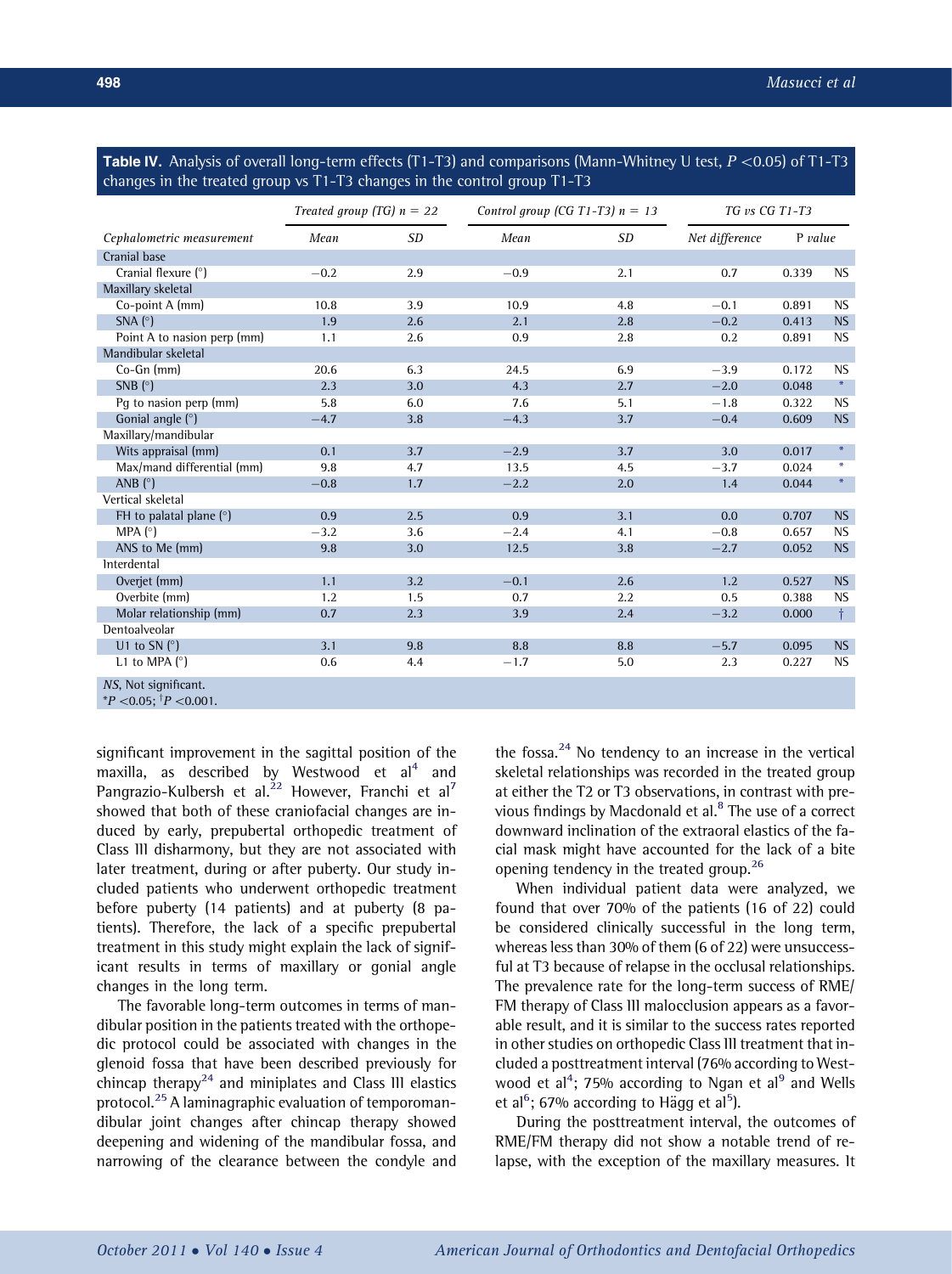**Table IV.** Analysis of overall long-term effects (T1-T3) and comparisons (Mann-Whitney U test, $P$ <0.05) of T1-T3 changes in the treated group vs T1-T3 changes in the control group T1-T3

| | *Treated group (TG) n = 22* | | *Control group (CG T1-T3) n = 13* | | *TG vs CG T1-T3* | | |
|---|---|---|---|---|---|---|---|
| *Cephalometric measurement* | *Mean* | *SD* | *Mean* | *SD* | *Net difference* | *P value* | |
| Cranial base | | | | | | | |
| Cranial flexure (°) | −0.2 | 2.9 | −0.9 | 2.1 | 0.7 | 0.339 | NS |
| Maxillary skeletal | | | | | | | |
| Co-point A (mm) | 10.8 | 3.9 | 10.9 | 4.8 | −0.1 | 0.891 | NS |
| SNA (°) | 1.9 | 2.6 | 2.1 | 2.8 | −0.2 | 0.413 | NS |
| Point A to nasion perp (mm) | 1.1 | 2.6 | 0.9 | 2.8 | 0.2 | 0.891 | NS |
| Mandibular skeletal | | | | | | | |
| Co-Gn (mm) | 20.6 | 6.3 | 24.5 | 6.9 | −3.9 | 0.172 | NS |
| SNB (°) | 2.3 | 3.0 | 4.3 | 2.7 | −2.0 | 0.048 | * |
| Pg to nasion perp (mm) | 5.8 | 6.0 | 7.6 | 5.1 | −1.8 | 0.322 | NS |
| Gonial angle (°) | −4.7 | 3.8 | −4.3 | 3.7 | −0.4 | 0.609 | NS |
| Maxillary/mandibular | | | | | | | |
| Wits appraisal (mm) | 0.1 | 3.7 | −2.9 | 3.7 | 3.0 | 0.017 | * |
| Max/mand differential (mm) | 9.8 | 4.7 | 13.5 | 4.5 | −3.7 | 0.024 | * |
| ANB (°) | −0.8 | 1.7 | −2.2 | 2.0 | 1.4 | 0.044 | * |
| Vertical skeletal | | | | | | | |
| FH to palatal plane (°) | 0.9 | 2.5 | 0.9 | 3.1 | 0.0 | 0.707 | NS |
| MPA (°) | −3.2 | 3.6 | −2.4 | 4.1 | −0.8 | 0.657 | NS |
| ANS to Me (mm) | 9.8 | 3.0 | 12.5 | 3.8 | −2.7 | 0.052 | NS |
| Interdental | | | | | | | |
| Overjet (mm) | 1.1 | 3.2 | −0.1 | 2.6 | 1.2 | 0.527 | NS |
| Overbite (mm) | 1.2 | 1.5 | 0.7 | 2.2 | 0.5 | 0.388 | NS |
| Molar relationship (mm) | 0.7 | 2.3 | 3.9 | 2.4 | −3.2 | 0.000 | † |
| Dentoalveolar | | | | | | | |
| U1 to SN (°) | 3.1 | 9.8 | 8.8 | 8.8 | −5.7 | 0.095 | NS |
| L1 to MPA (°) | 0.6 | 4.4 | −1.7 | 5.0 | 2.3 | 0.227 | NS |

*NS*, Not significant.
*$P$ <0.05; †$P$ <0.001.

significant improvement in the sagittal position of the maxilla, as described by Westwood et al[4] and Pangrazio-Kulbersh et al.[22] However, Franchi et al[7] showed that both of these craniofacial changes are induced by early, prepubertal orthopedic treatment of Class III disharmony, but they are not associated with later treatment, during or after puberty. Our study included patients who underwent orthopedic treatment before puberty (14 patients) and at puberty (8 patients). Therefore, the lack of a specific prepubertal treatment in this study might explain the lack of significant results in terms of maxillary or gonial angle changes in the long term.

The favorable long-term outcomes in terms of mandibular position in the patients treated with the orthopedic protocol could be associated with changes in the glenoid fossa that have been described previously for chincap therapy[24] and miniplates and Class III elastics protocol.[25] A laminagraphic evaluation of temporomandibular joint changes after chincap therapy showed deepening and widening of the mandibular fossa, and narrowing of the clearance between the condyle and the fossa.[24] No tendency to an increase in the vertical skeletal relationships was recorded in the treated group at either the T2 or T3 observations, in contrast with previous findings by Macdonald et al.[8] The use of a correct downward inclination of the extraoral elastics of the facial mask might have accounted for the lack of a bite opening tendency in the treated group.[26]

When individual patient data were analyzed, we found that over 70% of the patients (16 of 22) could be considered clinically successful in the long term, whereas less than 30% of them (6 of 22) were unsuccessful at T3 because of relapse in the occlusal relationships. The prevalence rate for the long-term success of RME/FM therapy of Class III malocclusion appears as a favorable result, and it is similar to the success rates reported in other studies on orthopedic Class III treatment that included a posttreatment interval (76% according to Westwood et al[4]; 75% according to Ngan et al[9] and Wells et al[6]; 67% according to Hägg et al[5]).

During the posttreatment interval, the outcomes of RME/FM therapy did not show a notable trend of relapse, with the exception of the maxillary measures. It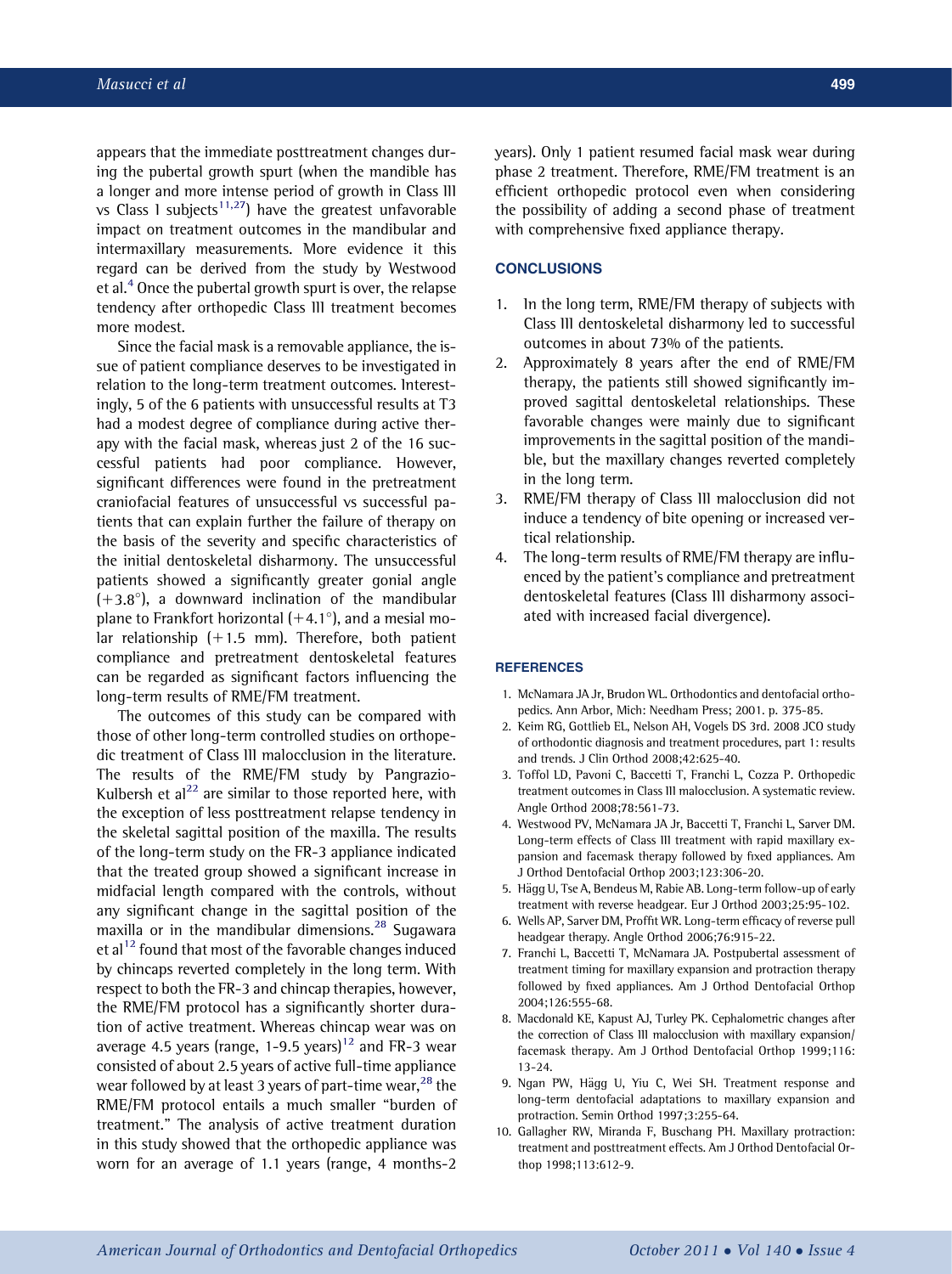appears that the immediate posttreatment changes during the pubertal growth spurt (when the mandible has a longer and more intense period of growth in Class III vs Class I subjects[11,27]) have the greatest unfavorable impact on treatment outcomes in the mandibular and intermaxillary measurements. More evidence it this regard can be derived from the study by Westwood et al.[4] Once the pubertal growth spurt is over, the relapse tendency after orthopedic Class III treatment becomes more modest.

Since the facial mask is a removable appliance, the issue of patient compliance deserves to be investigated in relation to the long-term treatment outcomes. Interestingly, 5 of the 6 patients with unsuccessful results at T3 had a modest degree of compliance during active therapy with the facial mask, whereas just 2 of the 16 successful patients had poor compliance. However, significant differences were found in the pretreatment craniofacial features of unsuccessful vs successful patients that can explain further the failure of therapy on the basis of the severity and specific characteristics of the initial dentoskeletal disharmony. The unsuccessful patients showed a significantly greater gonial angle (+3.8°), a downward inclination of the mandibular plane to Frankfort horizontal (+4.1°), and a mesial molar relationship (+1.5 mm). Therefore, both patient compliance and pretreatment dentoskeletal features can be regarded as significant factors influencing the long-term results of RME/FM treatment.

The outcomes of this study can be compared with those of other long-term controlled studies on orthopedic treatment of Class III malocclusion in the literature. The results of the RME/FM study by Pangrazio-Kulbersh et al[22] are similar to those reported here, with the exception of less posttreatment relapse tendency in the skeletal sagittal position of the maxilla. The results of the long-term study on the FR-3 appliance indicated that the treated group showed a significant increase in midfacial length compared with the controls, without any significant change in the sagittal position of the maxilla or in the mandibular dimensions.[28] Sugawara et al[12] found that most of the favorable changes induced by chincaps reverted completely in the long term. With respect to both the FR-3 and chincap therapies, however, the RME/FM protocol has a significantly shorter duration of active treatment. Whereas chincap wear was on average 4.5 years (range, 1-9.5 years)[12] and FR-3 wear consisted of about 2.5 years of active full-time appliance wear followed by at least 3 years of part-time wear,[28] the RME/FM protocol entails a much smaller "burden of treatment." The analysis of active treatment duration in this study showed that the orthopedic appliance was worn for an average of 1.1 years (range, 4 months-2 years). Only 1 patient resumed facial mask wear during phase 2 treatment. Therefore, RME/FM treatment is an efficient orthopedic protocol even when considering the possibility of adding a second phase of treatment with comprehensive fixed appliance therapy.

## CONCLUSIONS

1. In the long term, RME/FM therapy of subjects with Class III dentoskeletal disharmony led to successful outcomes in about 73% of the patients.
2. Approximately 8 years after the end of RME/FM therapy, the patients still showed significantly improved sagittal dentoskeletal relationships. These favorable changes were mainly due to significant improvements in the sagittal position of the mandible, but the maxillary changes reverted completely in the long term.
3. RME/FM therapy of Class III malocclusion did not induce a tendency of bite opening or increased vertical relationship.
4. The long-term results of RME/FM therapy are influenced by the patient's compliance and pretreatment dentoskeletal features (Class III disharmony associated with increased facial divergence).

## REFERENCES

1. McNamara JA Jr, Brudon WL. Orthodontics and dentofacial orthopedics. Ann Arbor, Mich: Needham Press; 2001. p. 375-85.
2. Keim RG, Gottlieb EL, Nelson AH, Vogels DS 3rd. 2008 JCO study of orthodontic diagnosis and treatment procedures, part 1: results and trends. J Clin Orthod 2008;42:625-40.
3. Toffol LD, Pavoni C, Baccetti T, Franchi L, Cozza P. Orthopedic treatment outcomes in Class III malocclusion. A systematic review. Angle Orthod 2008;78:561-73.
4. Westwood PV, McNamara JA Jr, Baccetti T, Franchi L, Sarver DM. Long-term effects of Class III treatment with rapid maxillary expansion and facemask therapy followed by fixed appliances. Am J Orthod Dentofacial Orthop 2003;123:306-20.
5. Hägg U, Tse A, Bendeus M, Rabie AB. Long-term follow-up of early treatment with reverse headgear. Eur J Orthod 2003;25:95-102.
6. Wells AP, Sarver DM, Proffit WR. Long-term efficacy of reverse pull headgear therapy. Angle Orthod 2006;76:915-22.
7. Franchi L, Baccetti T, McNamara JA. Postpubertal assessment of treatment timing for maxillary expansion and protraction therapy followed by fixed appliances. Am J Orthod Dentofacial Orthop 2004;126:555-68.
8. Macdonald KE, Kapust AJ, Turley PK. Cephalometric changes after the correction of Class III malocclusion with maxillary expansion/facemask therapy. Am J Orthod Dentofacial Orthop 1999;116:13-24.
9. Ngan PW, Hägg U, Yiu C, Wei SH. Treatment response and long-term dentofacial adaptations to maxillary expansion and protraction. Semin Orthod 1997;3:255-64.
10. Gallagher RW, Miranda F, Buschang PH. Maxillary protraction: treatment and posttreatment effects. Am J Orthod Dentofacial Orthop 1998;113:612-9.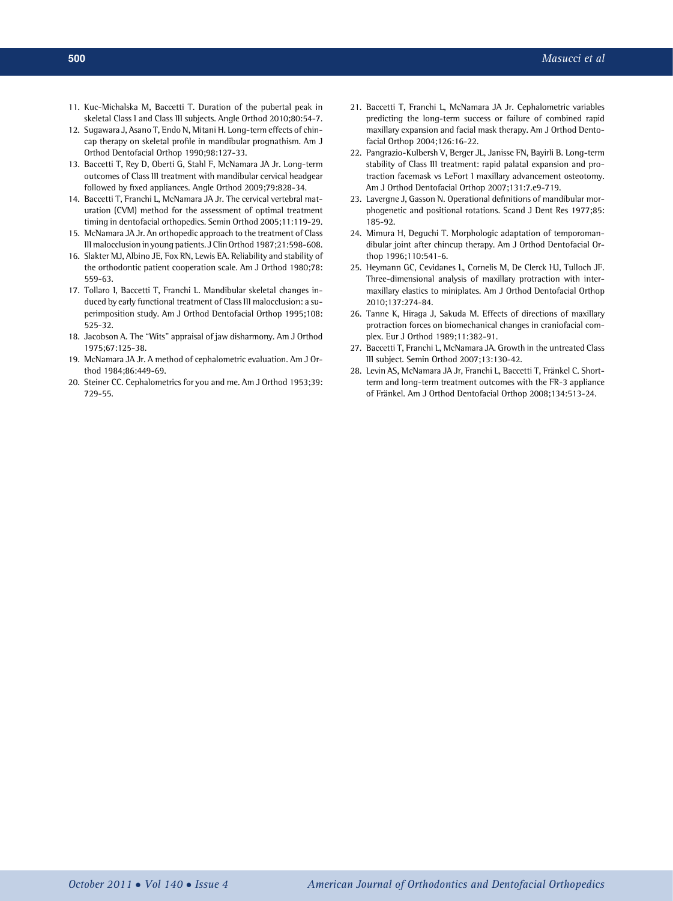11. Kuc-Michalska M, Baccetti T. Duration of the pubertal peak in skeletal Class I and Class III subjects. Angle Orthod 2010;80:54-7.
12. Sugawara J, Asano T, Endo N, Mitani H. Long-term effects of chincap therapy on skeletal profile in mandibular prognathism. Am J Orthod Dentofacial Orthop 1990;98:127-33.
13. Baccetti T, Rey D, Oberti G, Stahl F, McNamara JA Jr. Long-term outcomes of Class III treatment with mandibular cervical headgear followed by fixed appliances. Angle Orthod 2009;79:828-34.
14. Baccetti T, Franchi L, McNamara JA Jr. The cervical vertebral maturation (CVM) method for the assessment of optimal treatment timing in dentofacial orthopedics. Semin Orthod 2005;11:119-29.
15. McNamara JA Jr. An orthopedic approach to the treatment of Class III malocclusion in young patients. J Clin Orthod 1987;21:598-608.
16. Slakter MJ, Albino JE, Fox RN, Lewis EA. Reliability and stability of the orthodontic patient cooperation scale. Am J Orthod 1980;78:559-63.
17. Tollaro I, Baccetti T, Franchi L. Mandibular skeletal changes induced by early functional treatment of Class III malocclusion: a superimposition study. Am J Orthod Dentofacial Orthop 1995;108:525-32.
18. Jacobson A. The "Wits" appraisal of jaw disharmony. Am J Orthod 1975;67:125-38.
19. McNamara JA Jr. A method of cephalometric evaluation. Am J Orthod 1984;86:449-69.
20. Steiner CC. Cephalometrics for you and me. Am J Orthod 1953;39:729-55.
21. Baccetti T, Franchi L, McNamara JA Jr. Cephalometric variables predicting the long-term success or failure of combined rapid maxillary expansion and facial mask therapy. Am J Orthod Dentofacial Orthop 2004;126:16-22.
22. Pangrazio-Kulbersh V, Berger JL, Janisse FN, Bayirli B. Long-term stability of Class III treatment: rapid palatal expansion and protraction facemask vs LeFort I maxillary advancement osteotomy. Am J Orthod Dentofacial Orthop 2007;131:7.e9-719.
23. Lavergne J, Gasson N. Operational definitions of mandibular morphogenetic and positional rotations. Scand J Dent Res 1977;85:185-92.
24. Mimura H, Deguchi T. Morphologic adaptation of temporomandibular joint after chincup therapy. Am J Orthod Dentofacial Orthop 1996;110:541-6.
25. Heymann GC, Cevidanes L, Cornelis M, De Clerck HJ, Tulloch JF. Three-dimensional analysis of maxillary protraction with intermaxillary elastics to miniplates. Am J Orthod Dentofacial Orthop 2010;137:274-84.
26. Tanne K, Hiraga J, Sakuda M. Effects of directions of maxillary protraction forces on biomechanical changes in craniofacial complex. Eur J Orthod 1989;11:382-91.
27. Baccetti T, Franchi L, McNamara JA. Growth in the untreated Class III subject. Semin Orthod 2007;13:130-42.
28. Levin AS, McNamara JA Jr, Franchi L, Baccetti T, Fränkel C. Short-term and long-term treatment outcomes with the FR-3 appliance of Fränkel. Am J Orthod Dentofacial Orthop 2008;134:513-24.